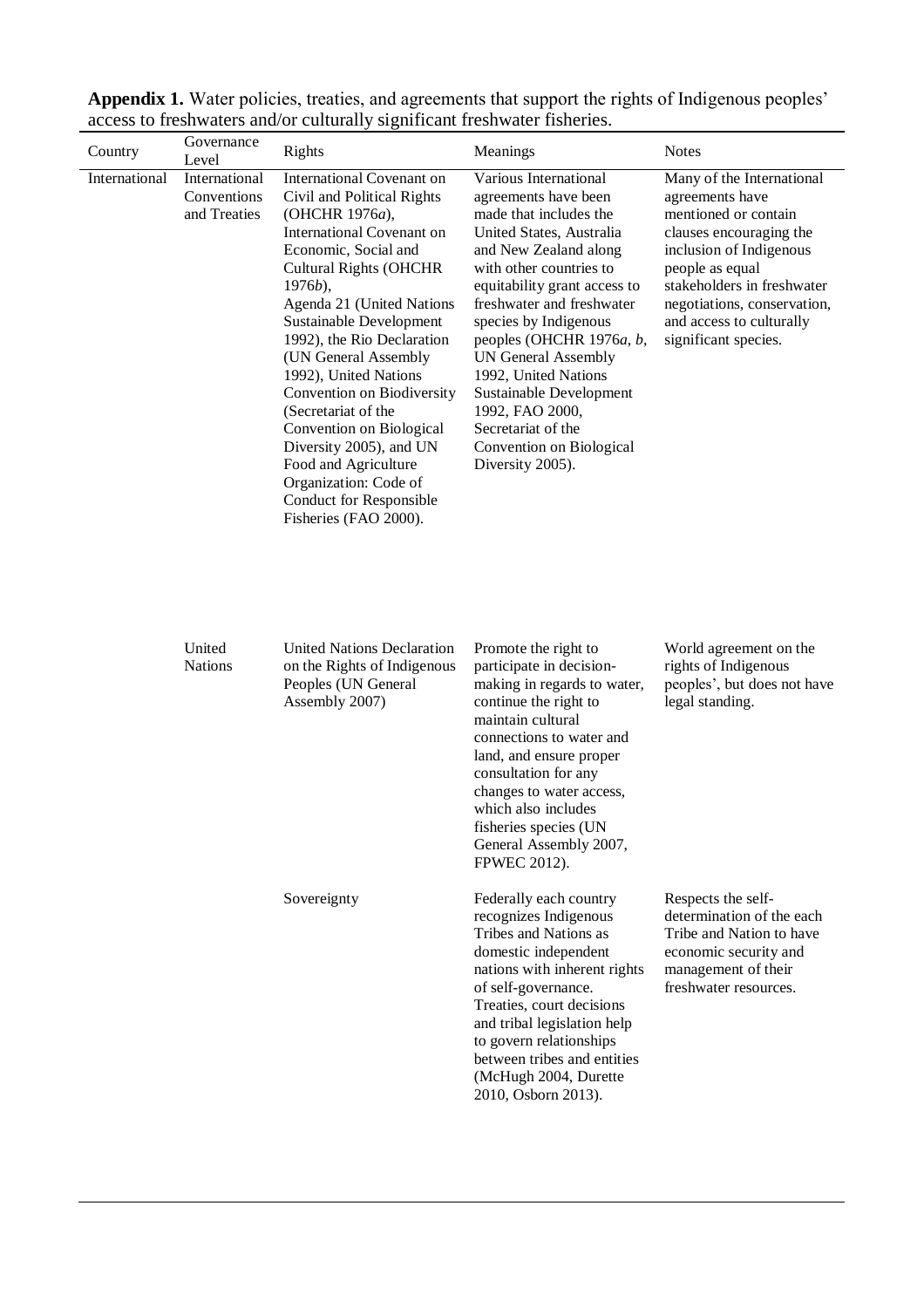**Appendix 1.** Water policies, treaties, and agreements that support the rights of Indigenous peoples' access to freshwaters and/or culturally significant freshwater fisheries.

| Country | Governance Level | Rights | Meanings | Notes |
|---|---|---|---|---|
| International | International Conventions and Treaties | International Covenant on Civil and Political Rights (OHCHR 1976*a*), International Covenant on Economic, Social and Cultural Rights (OHCHR 1976*b*), Agenda 21 (United Nations Sustainable Development 1992), the Rio Declaration (UN General Assembly 1992), United Nations Convention on Biodiversity (Secretariat of the Convention on Biological Diversity 2005), and UN Food and Agriculture Organization: Code of Conduct for Responsible Fisheries (FAO 2000). | Various International agreements have been made that includes the United States, Australia and New Zealand along with other countries to equitability grant access to freshwater and freshwater species by Indigenous peoples (OHCHR 1976*a*, *b*, UN General Assembly 1992, United Nations Sustainable Development 1992, FAO 2000, Secretariat of the Convention on Biological Diversity 2005). | Many of the International agreements have mentioned or contain clauses encouraging the inclusion of Indigenous people as equal stakeholders in freshwater negotiations, conservation, and access to culturally significant species. |
| | United Nations | United Nations Declaration on the Rights of Indigenous Peoples (UN General Assembly 2007) | Promote the right to participate in decision-making in regards to water, continue the right to maintain cultural connections to water and land, and ensure proper consultation for any changes to water access, which also includes fisheries species (UN General Assembly 2007, FPWEC 2012). | World agreement on the rights of Indigenous peoples', but does not have legal standing. |
| | | Sovereignty | Federally each country recognizes Indigenous Tribes and Nations as domestic independent nations with inherent rights of self-governance. Treaties, court decisions and tribal legislation help to govern relationships between tribes and entities (McHugh 2004, Durette 2010, Osborn 2013). | Respects the self-determination of the each Tribe and Nation to have economic security and management of their freshwater resources. |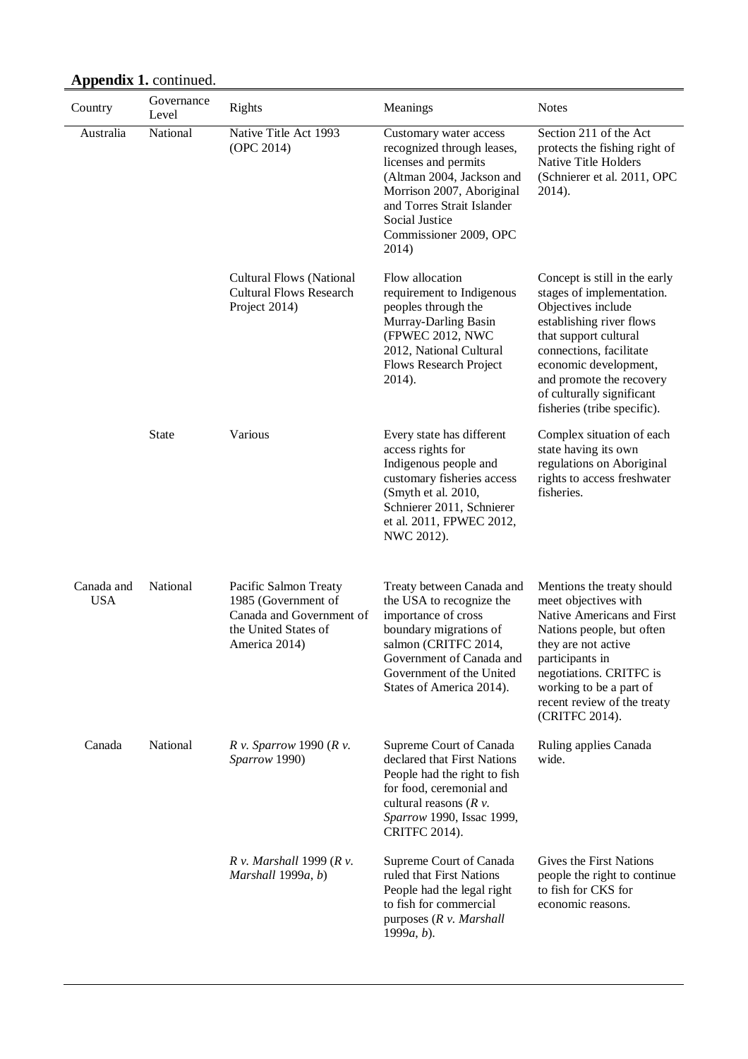**Appendix 1.** continued.

| Country | Governance Level | Rights | Meanings | Notes |
|---|---|---|---|---|
| Australia | National | Native Title Act 1993 (OPC 2014) | Customary water access recognized through leases, licenses and permits (Altman 2004, Jackson and Morrison 2007, Aboriginal and Torres Strait Islander Social Justice Commissioner 2009, OPC 2014) | Section 211 of the Act protects the fishing right of Native Title Holders (Schnierer et al. 2011, OPC 2014). |
| | | Cultural Flows (National Cultural Flows Research Project 2014) | Flow allocation requirement to Indigenous peoples through the Murray-Darling Basin (FPWEC 2012, NWC 2012, National Cultural Flows Research Project 2014). | Concept is still in the early stages of implementation. Objectives include establishing river flows that support cultural connections, facilitate economic development, and promote the recovery of culturally significant fisheries (tribe specific). |
| | State | Various | Every state has different access rights for Indigenous people and customary fisheries access (Smyth et al. 2010, Schnierer 2011, Schnierer et al. 2011, FPWEC 2012, NWC 2012). | Complex situation of each state having its own regulations on Aboriginal rights to access freshwater fisheries. |
| Canada and USA | National | Pacific Salmon Treaty 1985 (Government of Canada and Government of the United States of America 2014) | Treaty between Canada and the USA to recognize the importance of cross boundary migrations of salmon (CRITFC 2014, Government of Canada and Government of the United States of America 2014). | Mentions the treaty should meet objectives with Native Americans and First Nations people, but often they are not active participants in negotiations. CRITFC is working to be a part of recent review of the treaty (CRITFC 2014). |
| Canada | National | *R v. Sparrow* 1990 (*R v. Sparrow* 1990) | Supreme Court of Canada declared that First Nations People had the right to fish for food, ceremonial and cultural reasons (*R v. Sparrow* 1990, Issac 1999, CRITFC 2014). | Ruling applies Canada wide. |
| | | *R v. Marshall* 1999 (*R v. Marshall* 1999*a*, *b*) | Supreme Court of Canada ruled that First Nations People had the legal right to fish for commercial purposes (*R v. Marshall* 1999*a*, *b*). | Gives the First Nations people the right to continue to fish for CKS for economic reasons. |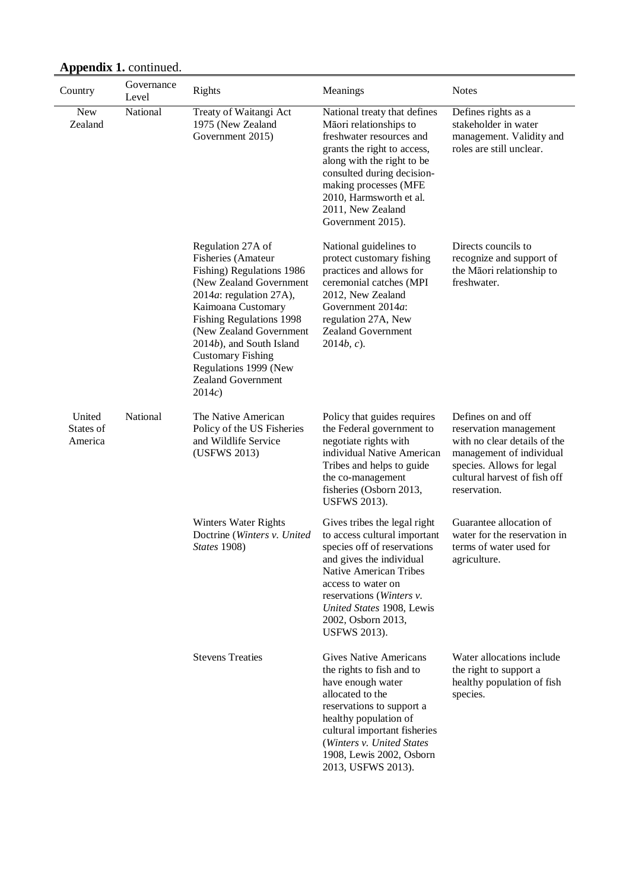**Appendix 1.** continued.

| Country | Governance Level | Rights | Meanings | Notes |
|---|---|---|---|---|
| New Zealand | National | Treaty of Waitangi Act 1975 (New Zealand Government 2015) | National treaty that defines Māori relationships to freshwater resources and grants the right to access, along with the right to be consulted during decision-making processes (MFE 2010, Harmsworth et al. 2011, New Zealand Government 2015). | Defines rights as a stakeholder in water management. Validity and roles are still unclear. |
| | | Regulation 27A of Fisheries (Amateur Fishing) Regulations 1986 (New Zealand Government 2014*a*: regulation 27A), Kaimoana Customary Fishing Regulations 1998 (New Zealand Government 2014*b*), and South Island Customary Fishing Regulations 1999 (New Zealand Government 2014*c*) | National guidelines to protect customary fishing practices and allows for ceremonial catches (MPI 2012, New Zealand Government 2014*a*: regulation 27A, New Zealand Government 2014*b*, *c*). | Directs councils to recognize and support of the Māori relationship to freshwater. |
| United States of America | National | The Native American Policy of the US Fisheries and Wildlife Service (USFWS 2013) | Policy that guides requires the Federal government to negotiate rights with individual Native American Tribes and helps to guide the co-management fisheries (Osborn 2013, USFWS 2013). | Defines on and off reservation management with no clear details of the management of individual species. Allows for legal cultural harvest of fish off reservation. |
| | | Winters Water Rights Doctrine (*Winters v. United States* 1908) | Gives tribes the legal right to access cultural important species off of reservations and gives the individual Native American Tribes access to water on reservations (*Winters v. United States* 1908, Lewis 2002, Osborn 2013, USFWS 2013). | Guarantee allocation of water for the reservation in terms of water used for agriculture. |
| | | Stevens Treaties | Gives Native Americans the rights to fish and to have enough water allocated to the reservations to support a healthy population of cultural important fisheries (*Winters v. United States* 1908, Lewis 2002, Osborn 2013, USFWS 2013). | Water allocations include the right to support a healthy population of fish species. |